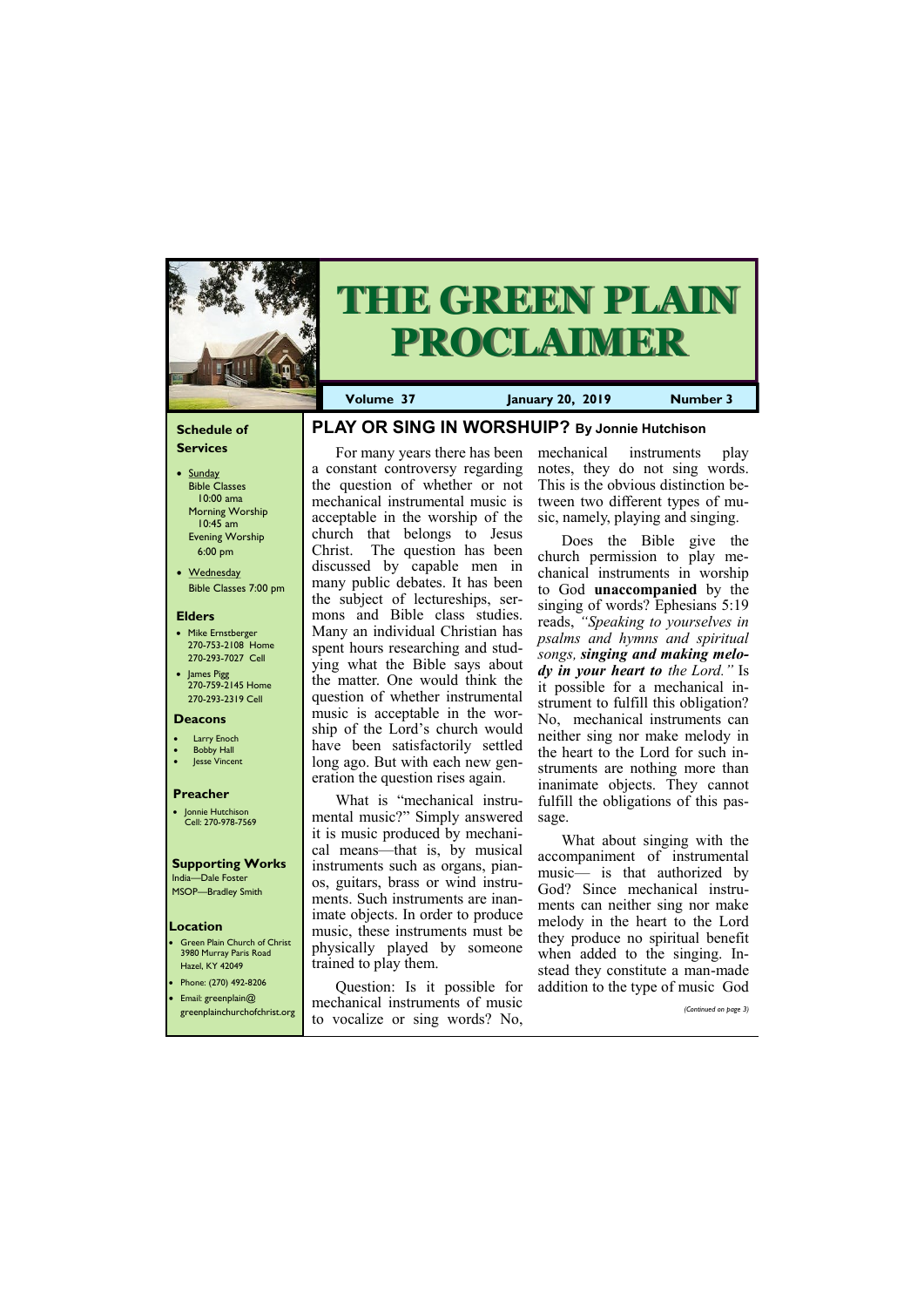# THE GREEN PLAIN PROCLAIMER

**Volume 37** **January 20, 2019** **Number 3**

### Schedule of Services

- Sunday
  Bible Classes 10:00 ama
  Morning Worship 10:45 am
  Evening Worship 6:00 pm
- Wednesday
  Bible Classes 7:00 pm

### Elders

- Mike Ernstberger
  270-753-2108 Home
  270-293-7027 Cell
- James Pigg
  270-759-2145 Home
  270-293-2319 Cell

### Deacons

- Larry Enoch
- Bobby Hall
- Jesse Vincent

### Preacher

- Jonnie Hutchison
  Cell: 270-978-7569

### Supporting Works

India—Dale Foster
MSOP—Bradley Smith

### Location

- Green Plain Church of Christ
  3980 Murray Paris Road
  Hazel, KY 42049
- Phone: (270) 492-8206
- Email: greenplain@greenplainchurchofchrist.org

## PLAY OR SING IN WORSHUIP? By Jonnie Hutchison

For many years there has been a constant controversy regarding the question of whether or not mechanical instrumental music is acceptable in the worship of the church that belongs to Jesus Christ. The question has been discussed by capable men in many public debates. It has been the subject of lectureships, sermons and Bible class studies. Many an individual Christian has spent hours researching and studying what the Bible says about the matter. One would think the question of whether instrumental music is acceptable in the worship of the Lord's church would have been satisfactorily settled long ago. But with each new generation the question rises again.

What is "mechanical instrumental music?" Simply answered it is music produced by mechanical means—that is, by musical instruments such as organs, pianos, guitars, brass or wind instruments. Such instruments are inanimate objects. In order to produce music, these instruments must be physically played by someone trained to play them.

Question: Is it possible for mechanical instruments of music to vocalize or sing words? No, mechanical instruments play notes, they do not sing words. This is the obvious distinction between two different types of music, namely, playing and singing.

Does the Bible give the church permission to play mechanical instruments in worship to God **unaccompanied** by the singing of words? Ephesians 5:19 reads, *"Speaking to yourselves in psalms and hymns and spiritual songs, **singing and making melody in your heart to** the Lord."* Is it possible for a mechanical instrument to fulfill this obligation? No, mechanical instruments can neither sing nor make melody in the heart to the Lord for such instruments are nothing more than inanimate objects. They cannot fulfill the obligations of this passage.

What about singing with the accompaniment of instrumental music— is that authorized by God? Since mechanical instruments can neither sing nor make melody in the heart to the Lord they produce no spiritual benefit when added to the singing. Instead they constitute a man-made addition to the type of music God

*(Continued on page 3)*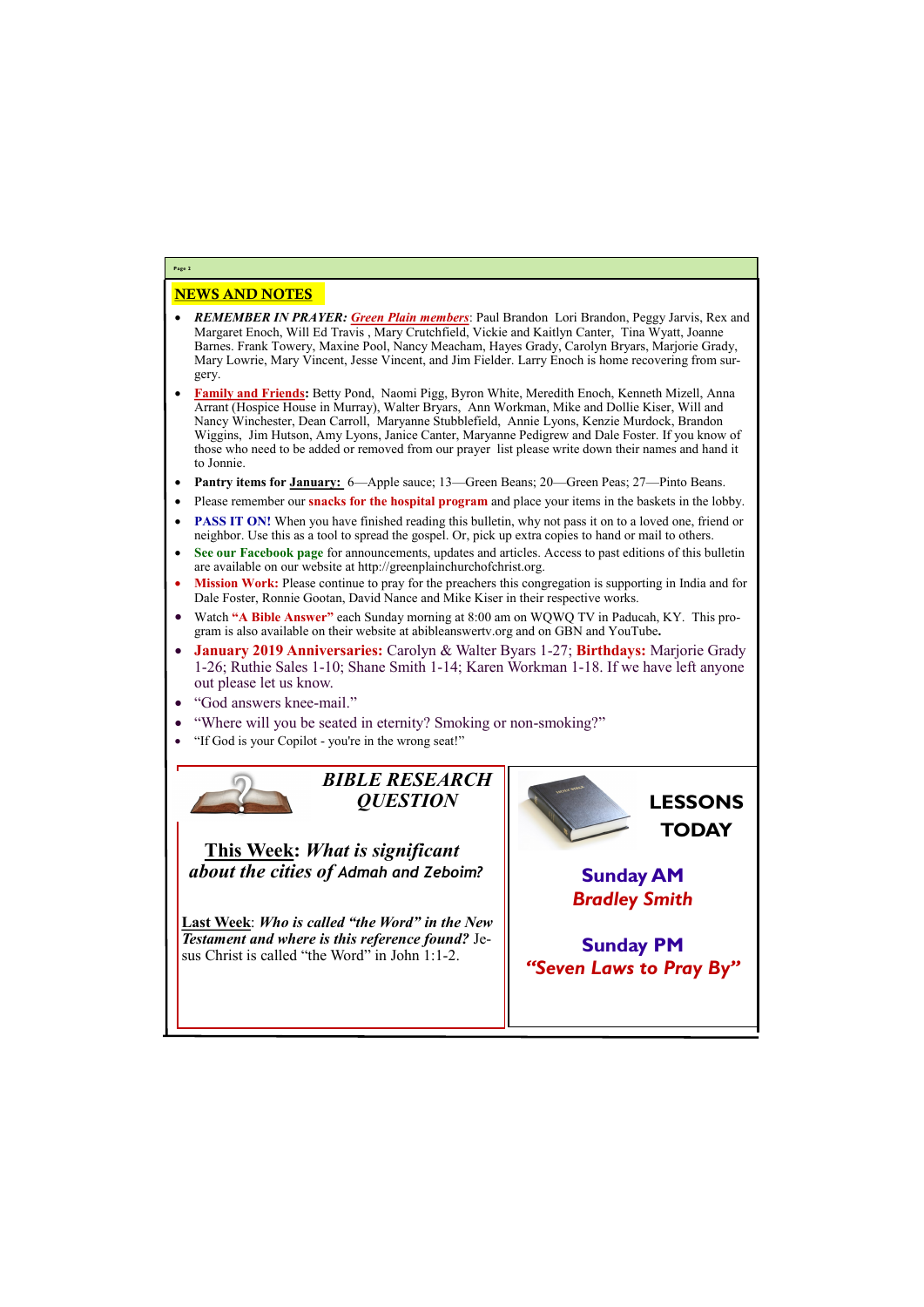## NEWS AND NOTES

- ***REMEMBER IN PRAYER:*** ***Green Plain members***: Paul Brandon Lori Brandon, Peggy Jarvis, Rex and Margaret Enoch, Will Ed Travis , Mary Crutchfield, Vickie and Kaitlyn Canter, Tina Wyatt, Joanne Barnes. Frank Towery, Maxine Pool, Nancy Meacham, Hayes Grady, Carolyn Bryars, Marjorie Grady, Mary Lowrie, Mary Vincent, Jesse Vincent, and Jim Fielder. Larry Enoch is home recovering from surgery.
- **Family and Friends:** Betty Pond, Naomi Pigg, Byron White, Meredith Enoch, Kenneth Mizell, Anna Arrant (Hospice House in Murray), Walter Bryars, Ann Workman, Mike and Dollie Kiser, Will and Nancy Winchester, Dean Carroll, Maryanne Stubblefield, Annie Lyons, Kenzie Murdock, Brandon Wiggins, Jim Hutson, Amy Lyons, Janice Canter, Maryanne Pedigrew and Dale Foster. If you know of those who need to be added or removed from our prayer list please write down their names and hand it to Jonnie.
- **Pantry items for January:** 6—Apple sauce; 13—Green Beans; 20—Green Peas; 27—Pinto Beans.
- Please remember our **snacks for the hospital program** and place your items in the baskets in the lobby.
- **PASS IT ON!** When you have finished reading this bulletin, why not pass it on to a loved one, friend or neighbor. Use this as a tool to spread the gospel. Or, pick up extra copies to hand or mail to others.
- **See our Facebook page** for announcements, updates and articles. Access to past editions of this bulletin are available on our website at http://greenplainchurchofchrist.org.
- **Mission Work:** Please continue to pray for the preachers this congregation is supporting in India and for Dale Foster, Ronnie Gootan, David Nance and Mike Kiser in their respective works.
- Watch **"A Bible Answer"** each Sunday morning at 8:00 am on WQWQ TV in Paducah, KY. This program is also available on their website at abibleanswertv.org and on GBN and YouTube.
- **January 2019 Anniversaries:** Carolyn & Walter Byars 1-27; **Birthdays:** Marjorie Grady 1-26; Ruthie Sales 1-10; Shane Smith 1-14; Karen Workman 1-18. If we have left anyone out please let us know.
- "God answers knee-mail."
- "Where will you be seated in eternity? Smoking or non-smoking?"
- "If God is your Copilot - you're in the wrong seat!"

### *BIBLE RESEARCH QUESTION*

**This Week**: ***What is significant about the cities of Admah and Zeboim?***

**Last Week**: ***Who is called "the Word" in the New Testament and where is this reference found?*** Jesus Christ is called "the Word" in John 1:1-2.

### LESSONS TODAY

**Sunday AM**
***Bradley Smith***

**Sunday PM**
***"Seven Laws to Pray By"***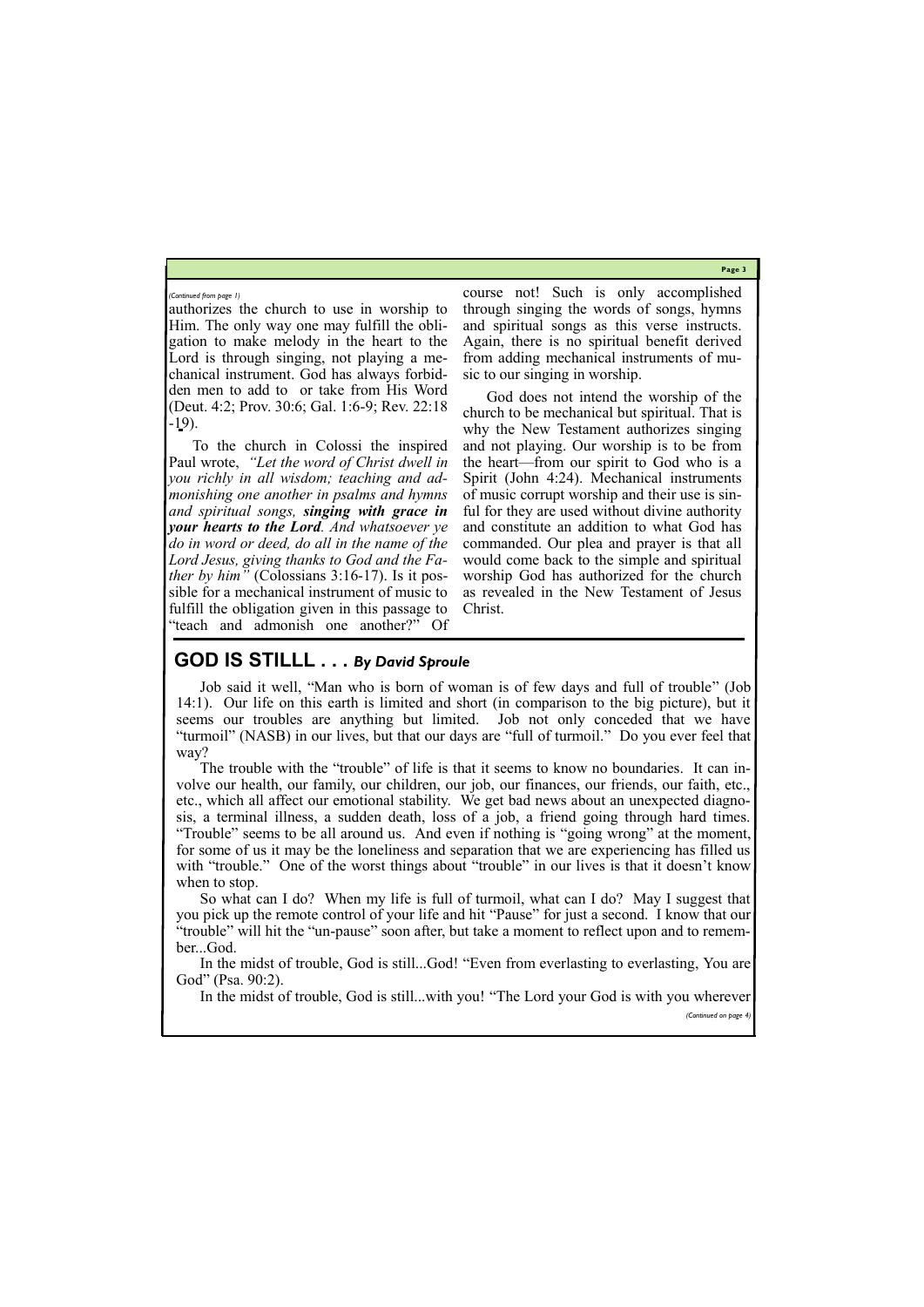*(Continued from page 1)*

authorizes the church to use in worship to Him. The only way one may fulfill the obligation to make melody in the heart to the Lord is through singing, not playing a mechanical instrument. God has always forbidden men to add to or take from His Word (Deut. 4:2; Prov. 30:6; Gal. 1:6-9; Rev. 22:18-19).

To the church in Colossi the inspired Paul wrote, *"Let the word of Christ dwell in you richly in all wisdom; teaching and admonishing one another in psalms and hymns and spiritual songs,* ***singing with grace in your hearts to the Lord****. And whatsoever ye do in word or deed, do all in the name of the Lord Jesus, giving thanks to God and the Father by him"* (Colossians 3:16-17). Is it possible for a mechanical instrument of music to fulfill the obligation given in this passage to "teach and admonish one another?" Of course not! Such is only accomplished through singing the words of songs, hymns and spiritual songs as this verse instructs. Again, there is no spiritual benefit derived from adding mechanical instruments of music to our singing in worship.

God does not intend the worship of the church to be mechanical but spiritual. That is why the New Testament authorizes singing and not playing. Our worship is to be from the heart—from our spirit to God who is a Spirit (John 4:24). Mechanical instruments of music corrupt worship and their use is sinful for they are used without divine authority and constitute an addition to what God has commanded. Our plea and prayer is that all would come back to the simple and spiritual worship God has authorized for the church as revealed in the New Testament of Jesus Christ.

## GOD IS STILLL . . . *By David Sproule*

Job said it well, "Man who is born of woman is of few days and full of trouble" (Job 14:1). Our life on this earth is limited and short (in comparison to the big picture), but it seems our troubles are anything but limited. Job not only conceded that we have "turmoil" (NASB) in our lives, but that our days are "full of turmoil." Do you ever feel that way?

The trouble with the "trouble" of life is that it seems to know no boundaries. It can involve our health, our family, our children, our job, our finances, our friends, our faith, etc., etc., which all affect our emotional stability. We get bad news about an unexpected diagnosis, a terminal illness, a sudden death, loss of a job, a friend going through hard times. "Trouble" seems to be all around us. And even if nothing is "going wrong" at the moment, for some of us it may be the loneliness and separation that we are experiencing has filled us with "trouble." One of the worst things about "trouble" in our lives is that it doesn't know when to stop.

So what can I do? When my life is full of turmoil, what can I do? May I suggest that you pick up the remote control of your life and hit "Pause" for just a second. I know that our "trouble" will hit the "un-pause" soon after, but take a moment to reflect upon and to remember...God.

In the midst of trouble, God is still...God! "Even from everlasting to everlasting, You are God" (Psa. 90:2).

In the midst of trouble, God is still...with you! "The Lord your God is with you wherever

*(Continued on page 4)*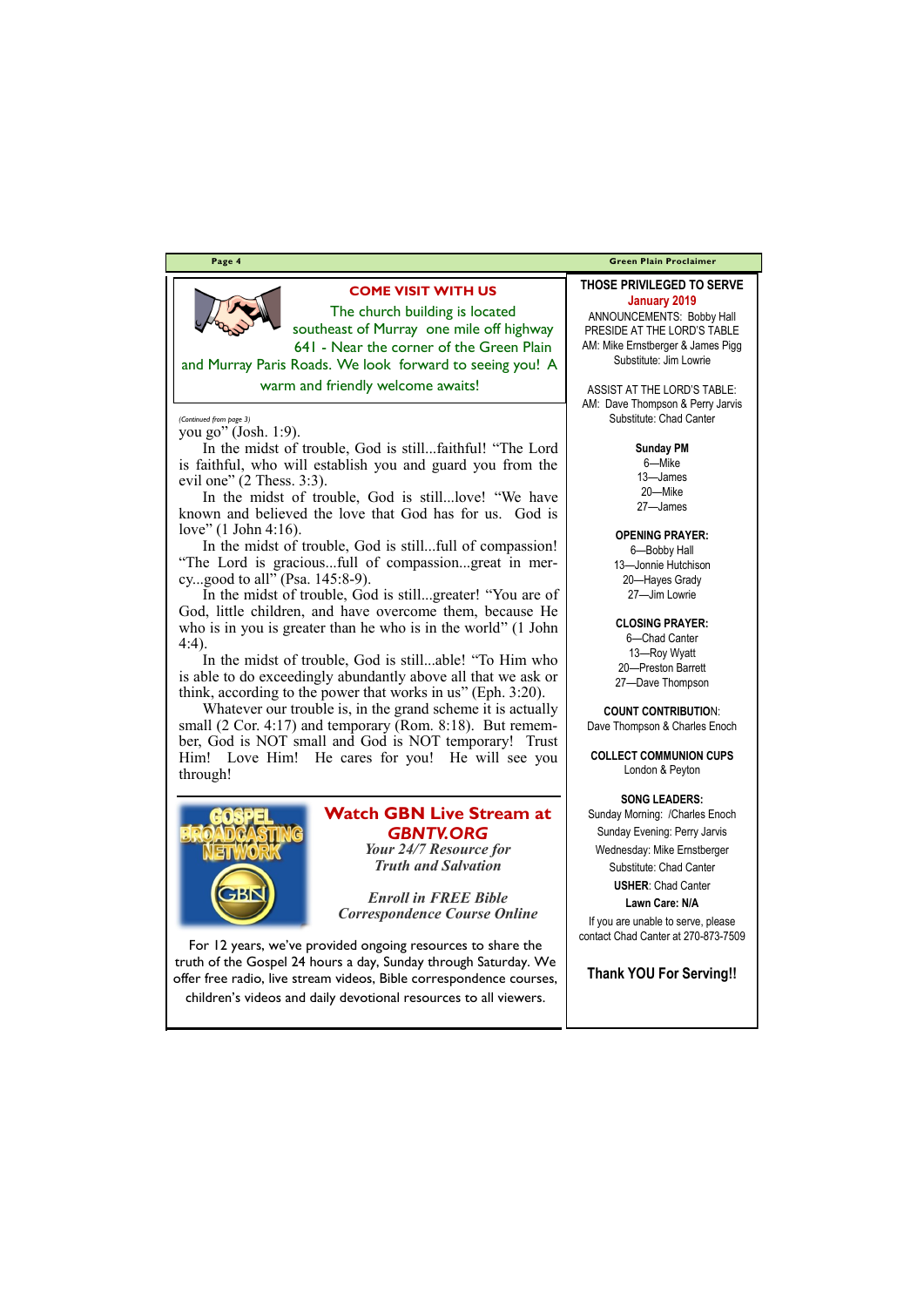## COME VISIT WITH US

The church building is located southeast of Murray one mile off highway 641 - Near the corner of the Green Plain and Murray Paris Roads. We look forward to seeing you! A warm and friendly welcome awaits!

*(Continued from page 3)*

you go" (Josh. 1:9).

In the midst of trouble, God is still...faithful! "The Lord is faithful, who will establish you and guard you from the evil one" (2 Thess. 3:3).

In the midst of trouble, God is still...love! "We have known and believed the love that God has for us. God is love" (1 John 4:16).

In the midst of trouble, God is still...full of compassion! "The Lord is gracious...full of compassion...great in mercy...good to all" (Psa. 145:8-9).

In the midst of trouble, God is still...greater! "You are of God, little children, and have overcome them, because He who is in you is greater than he who is in the world" (1 John 4:4).

In the midst of trouble, God is still...able! "To Him who is able to do exceedingly abundantly above all that we ask or think, according to the power that works in us" (Eph. 3:20).

Whatever our trouble is, in the grand scheme it is actually small (2 Cor. 4:17) and temporary (Rom. 8:18). But remember, God is NOT small and God is NOT temporary! Trust Him! Love Him! He cares for you! He will see you through!

## Watch GBN Live Stream at GBNTV.ORG

*Your 24/7 Resource for Truth and Salvation*

*Enroll in FREE Bible Correspondence Course Online*

For 12 years, we've provided ongoing resources to share the truth of the Gospel 24 hours a day, Sunday through Saturday. We offer free radio, live stream videos, Bible correspondence courses, children's videos and daily devotional resources to all viewers.

## THOSE PRIVILEGED TO SERVE

**January 2019**

ANNOUNCEMENTS: Bobby Hall

PRESIDE AT THE LORD'S TABLE
AM: Mike Ernstberger & James Pigg
Substitute: Jim Lowrie

ASSIST AT THE LORD'S TABLE:
AM: Dave Thompson & Perry Jarvis
Substitute: Chad Canter

**Sunday PM**
6—Mike
13—James
20—Mike
27—James

**OPENING PRAYER:**
6—Bobby Hall
13—Jonnie Hutchison
20—Hayes Grady
27—Jim Lowrie

**CLOSING PRAYER:**
6—Chad Canter
13—Roy Wyatt
20—Preston Barrett
27—Dave Thompson

**COUNT CONTRIBUTION**:
Dave Thompson & Charles Enoch

**COLLECT COMMUNION CUPS**
London & Peyton

**SONG LEADERS:**
Sunday Morning: /Charles Enoch
Sunday Evening: Perry Jarvis
Wednesday: Mike Ernstberger
Substitute: Chad Canter

**USHER**: Chad Canter

**Lawn Care: N/A**

If you are unable to serve, please contact Chad Canter at 270-873-7509

**Thank YOU For Serving!!**